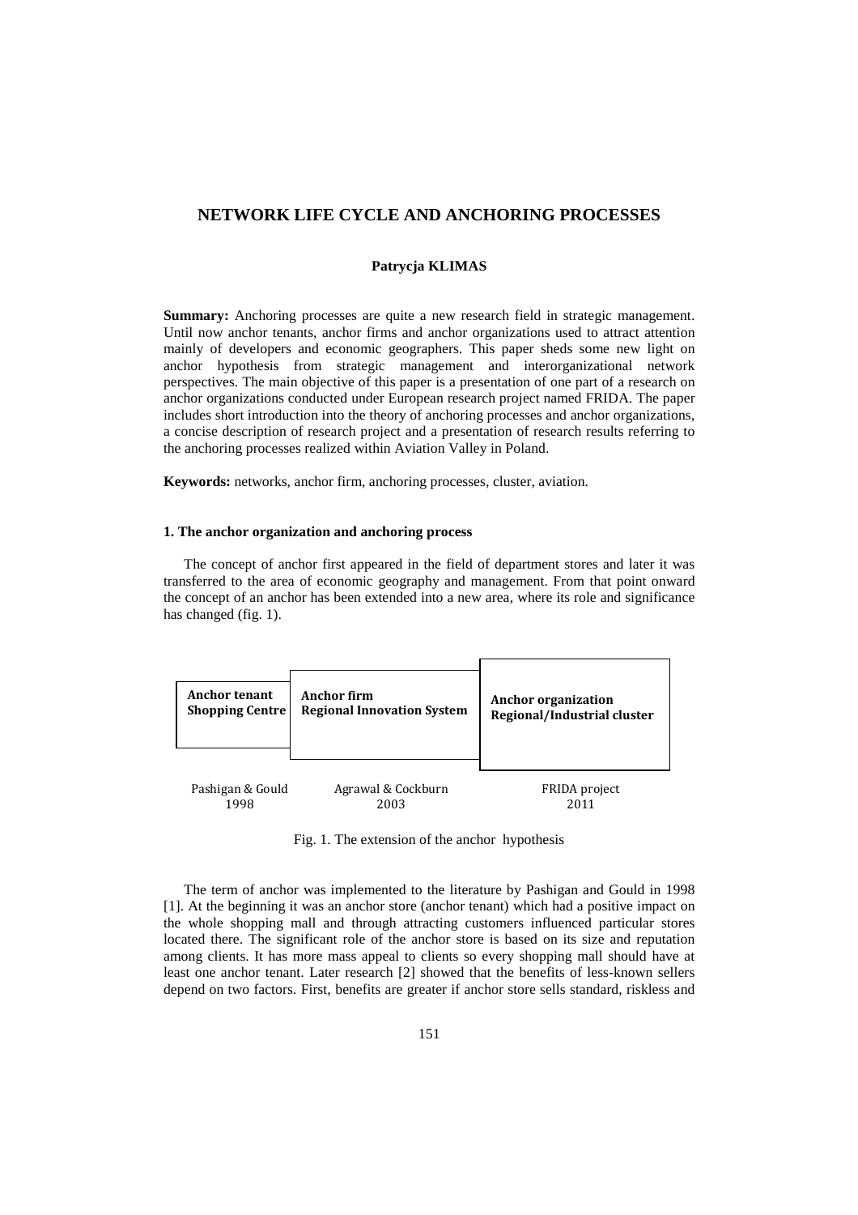# NETWORK LIFE CYCLE AND ANCHORING PROCESSES

**Patrycja KLIMAS**

**Summary:** Anchoring processes are quite a new research field in strategic management. Until now anchor tenants, anchor firms and anchor organizations used to attract attention mainly of developers and economic geographers. This paper sheds some new light on anchor hypothesis from strategic management and interorganizational network perspectives. The main objective of this paper is a presentation of one part of a research on anchor organizations conducted under European research project named FRIDA. The paper includes short introduction into the theory of anchoring processes and anchor organizations, a concise description of research project and a presentation of research results referring to the anchoring processes realized within Aviation Valley in Poland.

**Keywords:** networks, anchor firm, anchoring processes, cluster, aviation.

## 1. The anchor organization and anchoring process

The concept of anchor first appeared in the field of department stores and later it was transferred to the area of economic geography and management. From that point onward the concept of an anchor has been extended into a new area, where its role and significance has changed (fig. 1).

| **Anchor tenant Shopping Centre** | **Anchor firm Regional Innovation System** | **Anchor organization Regional/Industrial cluster** |
|---|---|---|
| Pashigan & Gould 1998 | Agrawal & Cockburn 2003 | FRIDA project 2011 |

Fig. 1. The extension of the anchor hypothesis

The term of anchor was implemented to the literature by Pashigan and Gould in 1998 [1]. At the beginning it was an anchor store (anchor tenant) which had a positive impact on the whole shopping mall and through attracting customers influenced particular stores located there. The significant role of the anchor store is based on its size and reputation among clients. It has more mass appeal to clients so every shopping mall should have at least one anchor tenant. Later research [2] showed that the benefits of less-known sellers depend on two factors. First, benefits are greater if anchor store sells standard, riskless and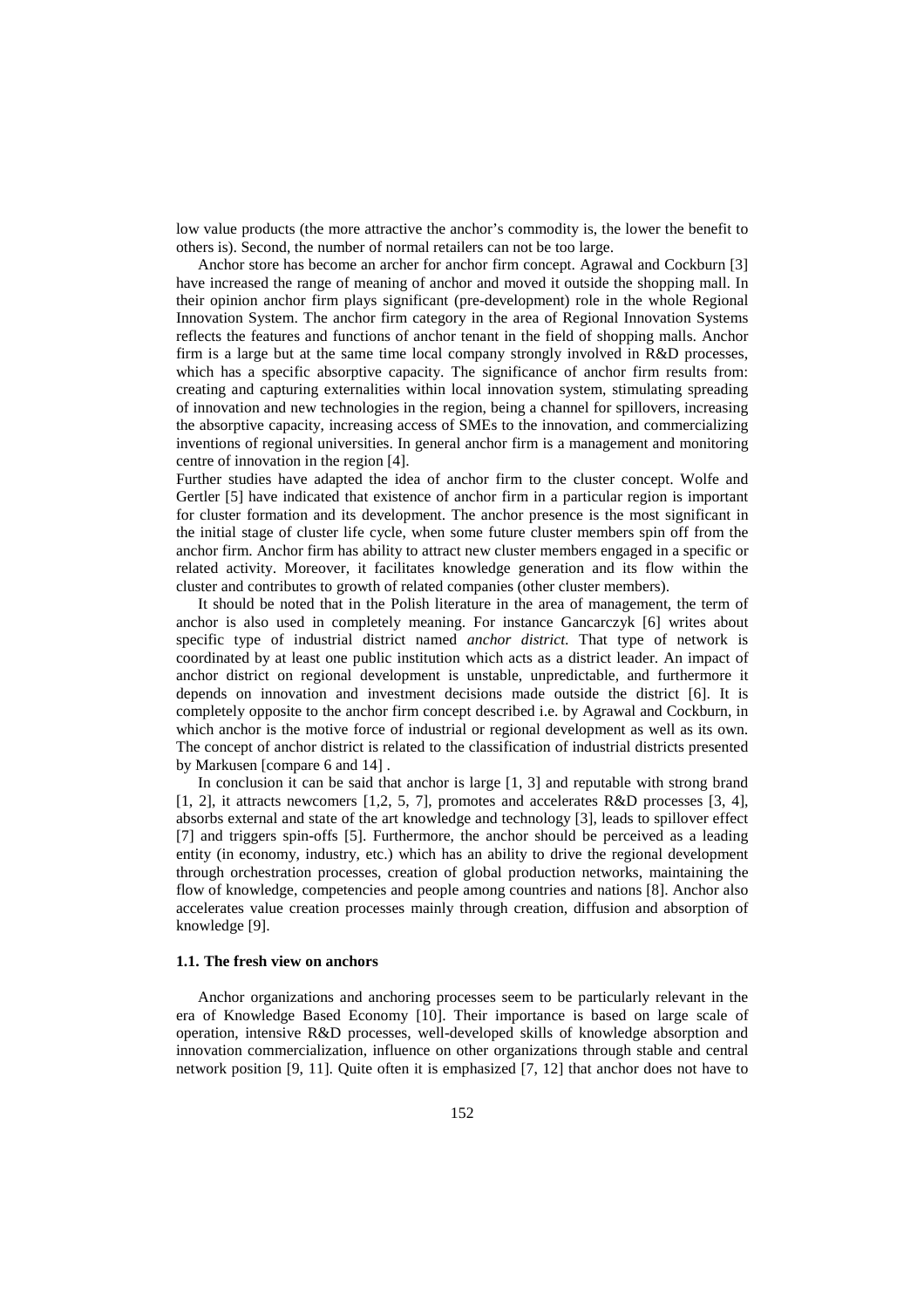low value products (the more attractive the anchor's commodity is, the lower the benefit to others is). Second, the number of normal retailers can not be too large.

Anchor store has become an archer for anchor firm concept. Agrawal and Cockburn [3] have increased the range of meaning of anchor and moved it outside the shopping mall. In their opinion anchor firm plays significant (pre-development) role in the whole Regional Innovation System. The anchor firm category in the area of Regional Innovation Systems reflects the features and functions of anchor tenant in the field of shopping malls. Anchor firm is a large but at the same time local company strongly involved in R&D processes, which has a specific absorptive capacity. The significance of anchor firm results from: creating and capturing externalities within local innovation system, stimulating spreading of innovation and new technologies in the region, being a channel for spillovers, increasing the absorptive capacity, increasing access of SMEs to the innovation, and commercializing inventions of regional universities. In general anchor firm is a management and monitoring centre of innovation in the region [4].

Further studies have adapted the idea of anchor firm to the cluster concept. Wolfe and Gertler [5] have indicated that existence of anchor firm in a particular region is important for cluster formation and its development. The anchor presence is the most significant in the initial stage of cluster life cycle, when some future cluster members spin off from the anchor firm. Anchor firm has ability to attract new cluster members engaged in a specific or related activity. Moreover, it facilitates knowledge generation and its flow within the cluster and contributes to growth of related companies (other cluster members).

It should be noted that in the Polish literature in the area of management, the term of anchor is also used in completely meaning. For instance Gancarczyk [6] writes about specific type of industrial district named *anchor district.* That type of network is coordinated by at least one public institution which acts as a district leader. An impact of anchor district on regional development is unstable, unpredictable, and furthermore it depends on innovation and investment decisions made outside the district [6]. It is completely opposite to the anchor firm concept described i.e. by Agrawal and Cockburn, in which anchor is the motive force of industrial or regional development as well as its own. The concept of anchor district is related to the classification of industrial districts presented by Markusen [compare 6 and 14] .

In conclusion it can be said that anchor is large [1, 3] and reputable with strong brand [1, 2], it attracts newcomers [1,2, 5, 7], promotes and accelerates R&D processes [3, 4], absorbs external and state of the art knowledge and technology [3], leads to spillover effect [7] and triggers spin-offs [5]. Furthermore, the anchor should be perceived as a leading entity (in economy, industry, etc.) which has an ability to drive the regional development through orchestration processes, creation of global production networks, maintaining the flow of knowledge, competencies and people among countries and nations [8]. Anchor also accelerates value creation processes mainly through creation, diffusion and absorption of knowledge [9].

### 1.1. The fresh view on anchors

Anchor organizations and anchoring processes seem to be particularly relevant in the era of Knowledge Based Economy [10]. Their importance is based on large scale of operation, intensive R&D processes, well-developed skills of knowledge absorption and innovation commercialization, influence on other organizations through stable and central network position [9, 11]. Quite often it is emphasized [7, 12] that anchor does not have to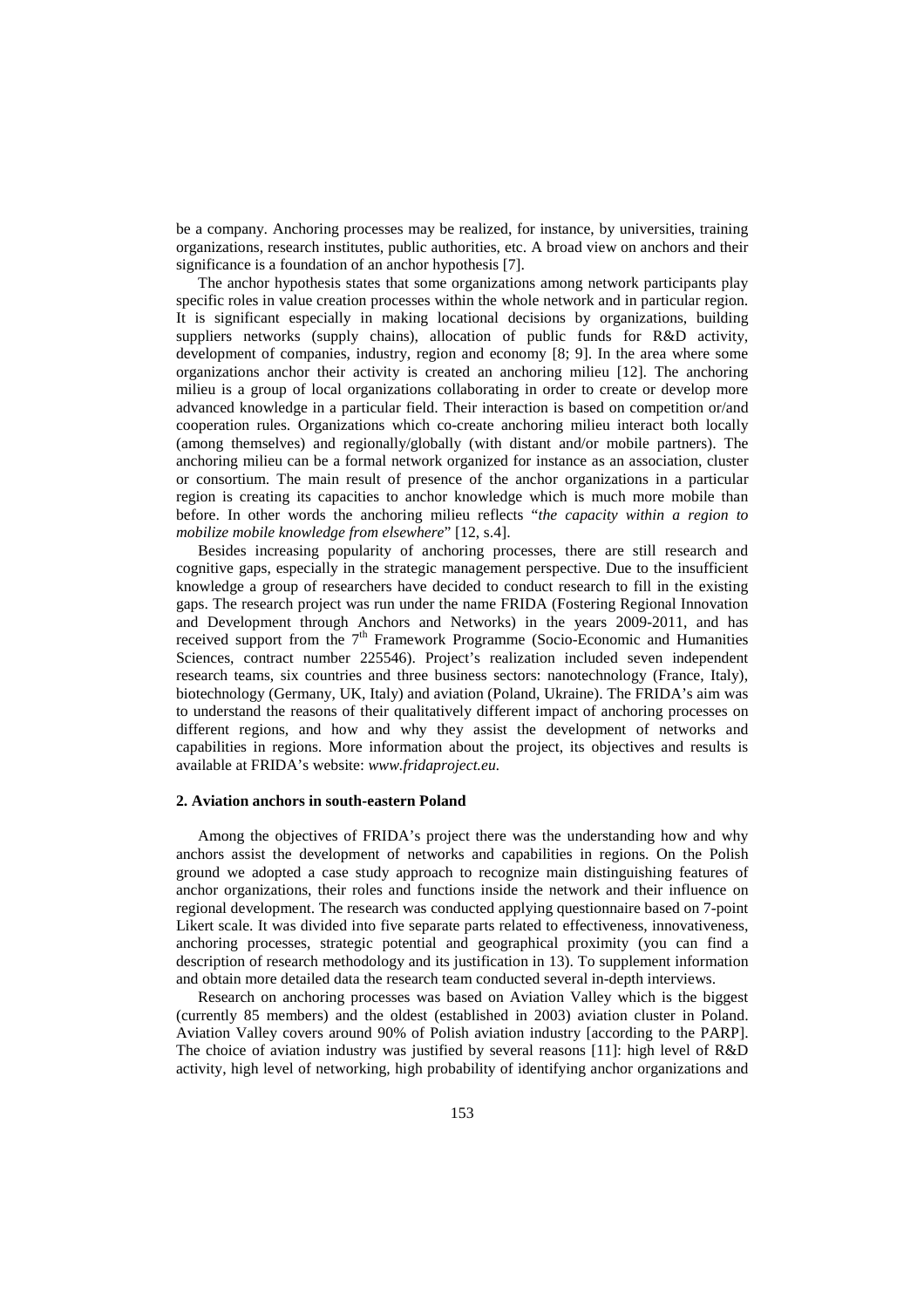be a company. Anchoring processes may be realized, for instance, by universities, training organizations, research institutes, public authorities, etc. A broad view on anchors and their significance is a foundation of an anchor hypothesis [7].

The anchor hypothesis states that some organizations among network participants play specific roles in value creation processes within the whole network and in particular region. It is significant especially in making locational decisions by organizations, building suppliers networks (supply chains), allocation of public funds for R&D activity, development of companies, industry, region and economy [8; 9]. In the area where some organizations anchor their activity is created an anchoring milieu [12]. The anchoring milieu is a group of local organizations collaborating in order to create or develop more advanced knowledge in a particular field. Their interaction is based on competition or/and cooperation rules. Organizations which co-create anchoring milieu interact both locally (among themselves) and regionally/globally (with distant and/or mobile partners). The anchoring milieu can be a formal network organized for instance as an association, cluster or consortium. The main result of presence of the anchor organizations in a particular region is creating its capacities to anchor knowledge which is much more mobile than before. In other words the anchoring milieu reflects "*the capacity within a region to mobilize mobile knowledge from elsewhere*" [12, s.4].

Besides increasing popularity of anchoring processes, there are still research and cognitive gaps, especially in the strategic management perspective. Due to the insufficient knowledge a group of researchers have decided to conduct research to fill in the existing gaps. The research project was run under the name FRIDA (Fostering Regional Innovation and Development through Anchors and Networks) in the years 2009-2011, and has received support from the 7th Framework Programme (Socio-Economic and Humanities Sciences, contract number 225546). Project's realization included seven independent research teams, six countries and three business sectors: nanotechnology (France, Italy), biotechnology (Germany, UK, Italy) and aviation (Poland, Ukraine). The FRIDA's aim was to understand the reasons of their qualitatively different impact of anchoring processes on different regions, and how and why they assist the development of networks and capabilities in regions. More information about the project, its objectives and results is available at FRIDA's website: *www.fridaproject.eu*.

## 2. Aviation anchors in south-eastern Poland

Among the objectives of FRIDA's project there was the understanding how and why anchors assist the development of networks and capabilities in regions. On the Polish ground we adopted a case study approach to recognize main distinguishing features of anchor organizations, their roles and functions inside the network and their influence on regional development. The research was conducted applying questionnaire based on 7-point Likert scale. It was divided into five separate parts related to effectiveness, innovativeness, anchoring processes, strategic potential and geographical proximity (you can find a description of research methodology and its justification in 13). To supplement information and obtain more detailed data the research team conducted several in-depth interviews.

Research on anchoring processes was based on Aviation Valley which is the biggest (currently 85 members) and the oldest (established in 2003) aviation cluster in Poland. Aviation Valley covers around 90% of Polish aviation industry [according to the PARP]. The choice of aviation industry was justified by several reasons [11]: high level of R&D activity, high level of networking, high probability of identifying anchor organizations and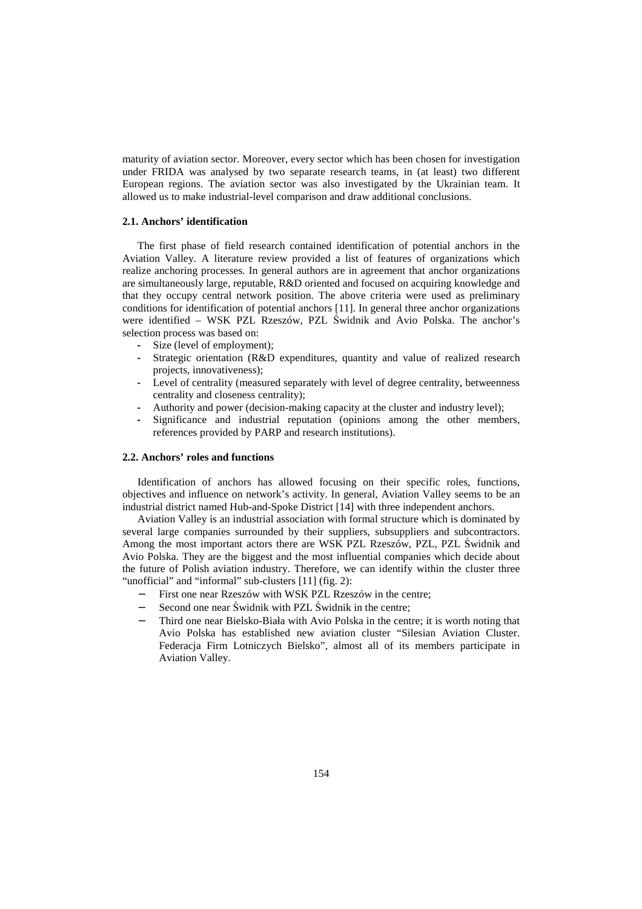maturity of aviation sector. Moreover, every sector which has been chosen for investigation under FRIDA was analysed by two separate research teams, in (at least) two different European regions. The aviation sector was also investigated by the Ukrainian team. It allowed us to make industrial-level comparison and draw additional conclusions.

### 2.1. Anchors' identification

The first phase of field research contained identification of potential anchors in the Aviation Valley. A literature review provided a list of features of organizations which realize anchoring processes. In general authors are in agreement that anchor organizations are simultaneously large, reputable, R&D oriented and focused on acquiring knowledge and that they occupy central network position. The above criteria were used as preliminary conditions for identification of potential anchors [11]. In general three anchor organizations were identified – WSK PZL Rzeszów, PZL Świdnik and Avio Polska. The anchor's selection process was based on:

- Size (level of employment);
- Strategic orientation (R&D expenditures, quantity and value of realized research projects, innovativeness);
- Level of centrality (measured separately with level of degree centrality, betweenness centrality and closeness centrality);
- Authority and power (decision-making capacity at the cluster and industry level);
- Significance and industrial reputation (opinions among the other members, references provided by PARP and research institutions).

### 2.2. Anchors' roles and functions

Identification of anchors has allowed focusing on their specific roles, functions, objectives and influence on network's activity. In general, Aviation Valley seems to be an industrial district named Hub-and-Spoke District [14] with three independent anchors.

Aviation Valley is an industrial association with formal structure which is dominated by several large companies surrounded by their suppliers, subsuppliers and subcontractors. Among the most important actors there are WSK PZL Rzeszów, PZL, PZL Świdnik and Avio Polska. They are the biggest and the most influential companies which decide about the future of Polish aviation industry. Therefore, we can identify within the cluster three "unofficial" and "informal" sub-clusters [11] (fig. 2):

- First one near Rzeszów with WSK PZL Rzeszów in the centre;
- Second one near Świdnik with PZL Świdnik in the centre;
- Third one near Bielsko-Biała with Avio Polska in the centre; it is worth noting that Avio Polska has established new aviation cluster "Silesian Aviation Cluster. Federacja Firm Lotniczych Bielsko", almost all of its members participate in Aviation Valley.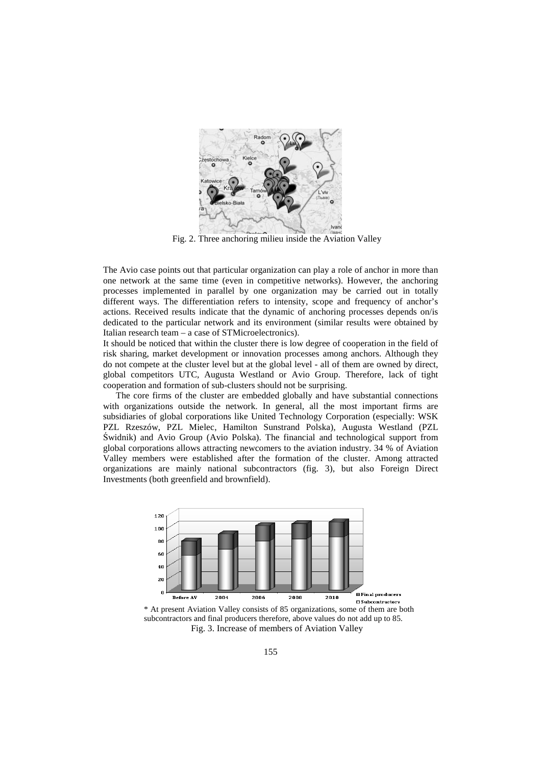Fig. 2. Three anchoring milieu inside the Aviation Valley

The Avio case points out that particular organization can play a role of anchor in more than one network at the same time (even in competitive networks). However, the anchoring processes implemented in parallel by one organization may be carried out in totally different ways. The differentiation refers to intensity, scope and frequency of anchor's actions. Received results indicate that the dynamic of anchoring processes depends on/is dedicated to the particular network and its environment (similar results were obtained by Italian research team – a case of STMicroelectronics).

It should be noticed that within the cluster there is low degree of cooperation in the field of risk sharing, market development or innovation processes among anchors. Although they do not compete at the cluster level but at the global level - all of them are owned by direct, global competitors UTC, Augusta Westland or Avio Group. Therefore, lack of tight cooperation and formation of sub-clusters should not be surprising.

The core firms of the cluster are embedded globally and have substantial connections with organizations outside the network. In general, all the most important firms are subsidiaries of global corporations like United Technology Corporation (especially: WSK PZL Rzeszów, PZL Mielec, Hamilton Sunstrand Polska), Augusta Westland (PZL Świdnik) and Avio Group (Avio Polska). The financial and technological support from global corporations allows attracting newcomers to the aviation industry. 34 % of Aviation Valley members were established after the formation of the cluster. Among attracted organizations are mainly national subcontractors (fig. 3), but also Foreign Direct Investments (both greenfield and brownfield).

\* At present Aviation Valley consists of 85 organizations, some of them are both subcontractors and final producers therefore, above values do not add up to 85.

Fig. 3. Increase of members of Aviation Valley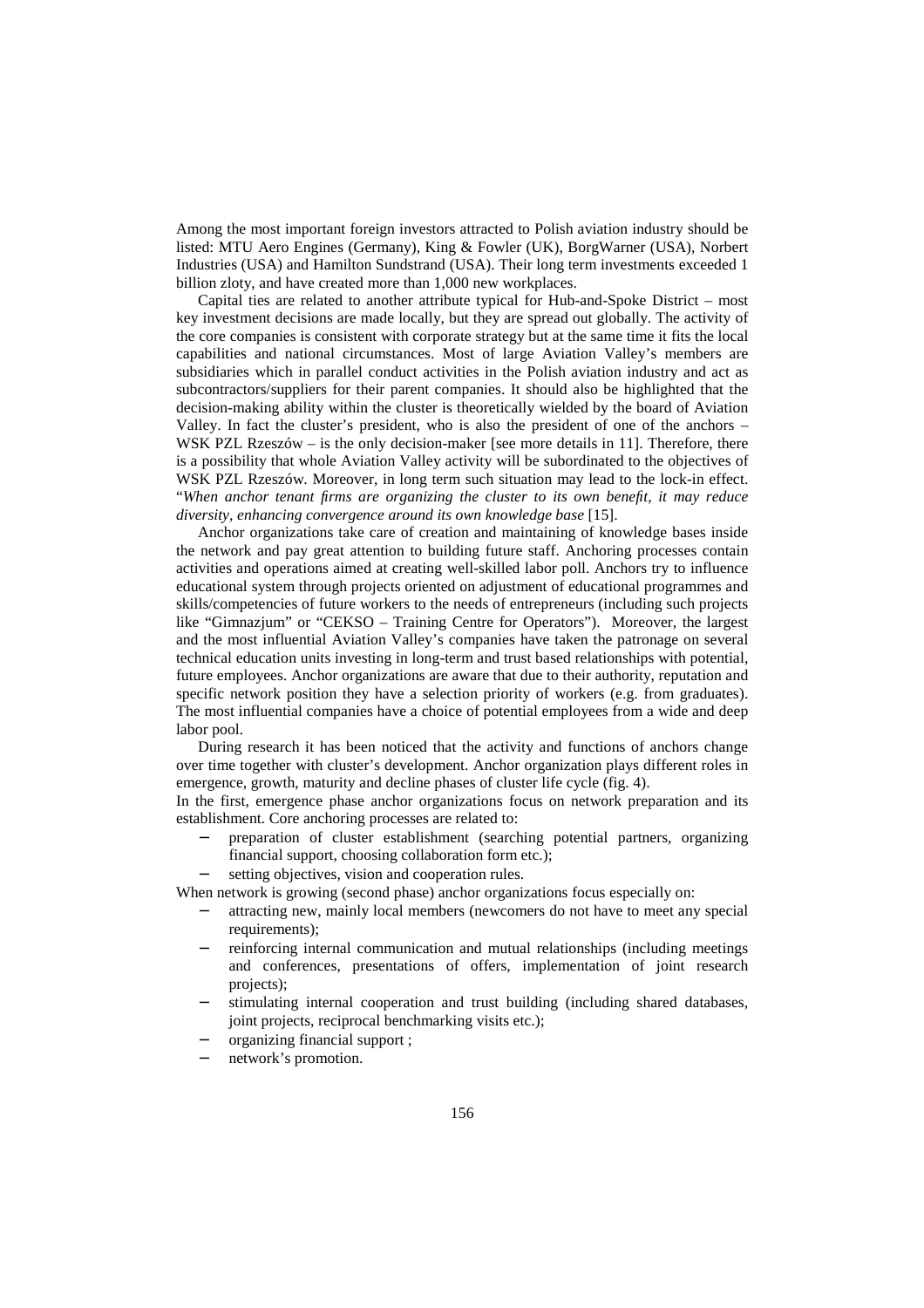Among the most important foreign investors attracted to Polish aviation industry should be listed: MTU Aero Engines (Germany), King & Fowler (UK), BorgWarner (USA), Norbert Industries (USA) and Hamilton Sundstrand (USA). Their long term investments exceeded 1 billion zloty, and have created more than 1,000 new workplaces.

Capital ties are related to another attribute typical for Hub-and-Spoke District – most key investment decisions are made locally, but they are spread out globally. The activity of the core companies is consistent with corporate strategy but at the same time it fits the local capabilities and national circumstances. Most of large Aviation Valley's members are subsidiaries which in parallel conduct activities in the Polish aviation industry and act as subcontractors/suppliers for their parent companies. It should also be highlighted that the decision-making ability within the cluster is theoretically wielded by the board of Aviation Valley. In fact the cluster's president, who is also the president of one of the anchors – WSK PZL Rzeszów – is the only decision-maker [see more details in 11]. Therefore, there is a possibility that whole Aviation Valley activity will be subordinated to the objectives of WSK PZL Rzeszów. Moreover, in long term such situation may lead to the lock-in effect. "*When anchor tenant firms are organizing the cluster to its own benefit, it may reduce diversity, enhancing convergence around its own knowledge base* [15].

Anchor organizations take care of creation and maintaining of knowledge bases inside the network and pay great attention to building future staff. Anchoring processes contain activities and operations aimed at creating well-skilled labor poll. Anchors try to influence educational system through projects oriented on adjustment of educational programmes and skills/competencies of future workers to the needs of entrepreneurs (including such projects like "Gimnazjum" or "CEKSO – Training Centre for Operators"). Moreover, the largest and the most influential Aviation Valley's companies have taken the patronage on several technical education units investing in long-term and trust based relationships with potential, future employees. Anchor organizations are aware that due to their authority, reputation and specific network position they have a selection priority of workers (e.g. from graduates). The most influential companies have a choice of potential employees from a wide and deep labor pool.

During research it has been noticed that the activity and functions of anchors change over time together with cluster's development. Anchor organization plays different roles in emergence, growth, maturity and decline phases of cluster life cycle (fig. 4).

In the first, emergence phase anchor organizations focus on network preparation and its establishment. Core anchoring processes are related to:

- preparation of cluster establishment (searching potential partners, organizing financial support, choosing collaboration form etc.);
- setting objectives, vision and cooperation rules.

When network is growing (second phase) anchor organizations focus especially on:

- attracting new, mainly local members (newcomers do not have to meet any special requirements);
- reinforcing internal communication and mutual relationships (including meetings and conferences, presentations of offers, implementation of joint research projects);
- stimulating internal cooperation and trust building (including shared databases, joint projects, reciprocal benchmarking visits etc.);
- organizing financial support ;
- network's promotion.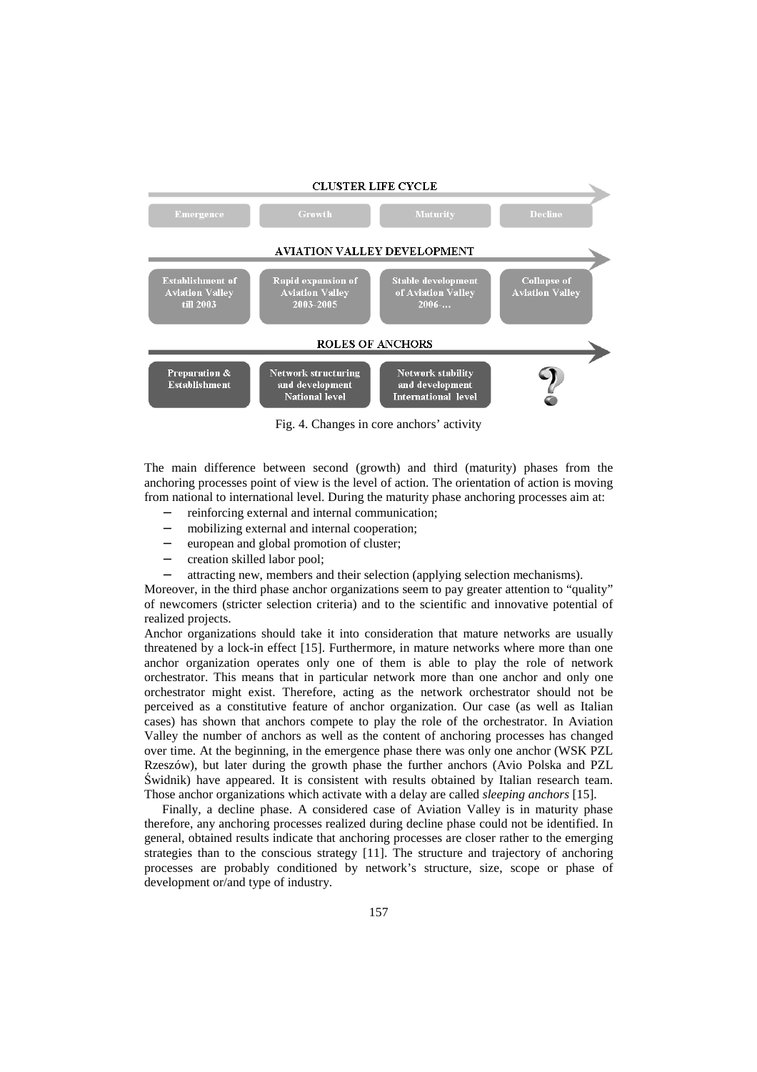CLUSTER LIFE CYCLE

| Emergence | Growth | Maturity | Decline |
|---|---|---|---|

AVIATION VALLEY DEVELOPMENT

| Establishment of Aviation Valley till 2003 | Rapid expansion of Aviation Valley 2003-2005 | Stable development of Aviation Valley 2006-… | Collapse of Aviation Valley |
|---|---|---|---|

ROLES OF ANCHORS

| Preparation & Establishment | Network structuring and development National level | Network stability and development International level | ? |
|---|---|---|---|

Fig. 4. Changes in core anchors' activity

The main difference between second (growth) and third (maturity) phases from the anchoring processes point of view is the level of action. The orientation of action is moving from national to international level. During the maturity phase anchoring processes aim at:

- reinforcing external and internal communication;
- mobilizing external and internal cooperation;
- european and global promotion of cluster;
- creation skilled labor pool;
- attracting new, members and their selection (applying selection mechanisms).

Moreover, in the third phase anchor organizations seem to pay greater attention to "quality" of newcomers (stricter selection criteria) and to the scientific and innovative potential of realized projects.

Anchor organizations should take it into consideration that mature networks are usually threatened by a lock-in effect [15]. Furthermore, in mature networks where more than one anchor organization operates only one of them is able to play the role of network orchestrator. This means that in particular network more than one anchor and only one orchestrator might exist. Therefore, acting as the network orchestrator should not be perceived as a constitutive feature of anchor organization. Our case (as well as Italian cases) has shown that anchors compete to play the role of the orchestrator. In Aviation Valley the number of anchors as well as the content of anchoring processes has changed over time. At the beginning, in the emergence phase there was only one anchor (WSK PZL Rzeszów), but later during the growth phase the further anchors (Avio Polska and PZL Świdnik) have appeared. It is consistent with results obtained by Italian research team. Those anchor organizations which activate with a delay are called *sleeping anchors* [15].

Finally, a decline phase. A considered case of Aviation Valley is in maturity phase therefore, any anchoring processes realized during decline phase could not be identified. In general, obtained results indicate that anchoring processes are closer rather to the emerging strategies than to the conscious strategy [11]. The structure and trajectory of anchoring processes are probably conditioned by network's structure, size, scope or phase of development or/and type of industry.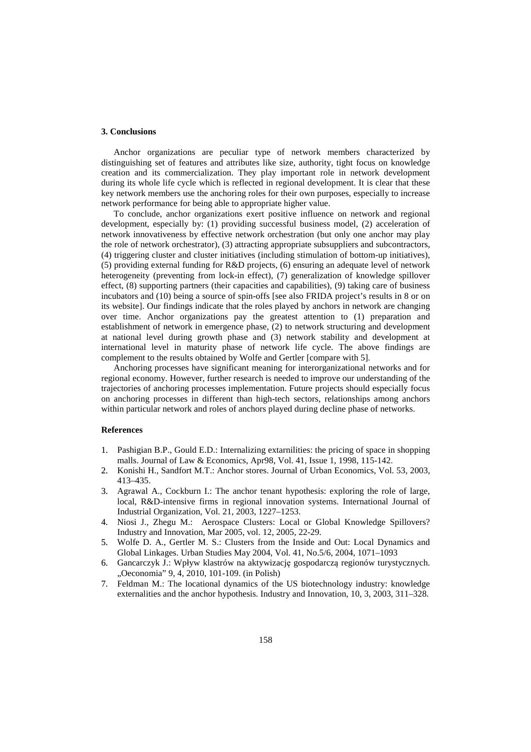## 3. Conclusions

Anchor organizations are peculiar type of network members characterized by distinguishing set of features and attributes like size, authority, tight focus on knowledge creation and its commercialization. They play important role in network development during its whole life cycle which is reflected in regional development. It is clear that these key network members use the anchoring roles for their own purposes, especially to increase network performance for being able to appropriate higher value.

To conclude, anchor organizations exert positive influence on network and regional development, especially by: (1) providing successful business model, (2) acceleration of network innovativeness by effective network orchestration (but only one anchor may play the role of network orchestrator), (3) attracting appropriate subsuppliers and subcontractors, (4) triggering cluster and cluster initiatives (including stimulation of bottom-up initiatives), (5) providing external funding for R&D projects, (6) ensuring an adequate level of network heterogeneity (preventing from lock-in effect), (7) generalization of knowledge spillover effect, (8) supporting partners (their capacities and capabilities), (9) taking care of business incubators and (10) being a source of spin-offs [see also FRIDA project's results in 8 or on its website]. Our findings indicate that the roles played by anchors in network are changing over time. Anchor organizations pay the greatest attention to (1) preparation and establishment of network in emergence phase, (2) to network structuring and development at national level during growth phase and (3) network stability and development at international level in maturity phase of network life cycle. The above findings are complement to the results obtained by Wolfe and Gertler [compare with 5].

Anchoring processes have significant meaning for interorganizational networks and for regional economy. However, further research is needed to improve our understanding of the trajectories of anchoring processes implementation. Future projects should especially focus on anchoring processes in different than high-tech sectors, relationships among anchors within particular network and roles of anchors played during decline phase of networks.

### References

1. Pashigian B.P., Gould E.D.: Internalizing extarnilities: the pricing of space in shopping malls. Journal of Law & Economics, Apr98, Vol. 41, Issue 1, 1998, 115-142.
2. Konishi H., Sandfort M.T.: Anchor stores. Journal of Urban Economics, Vol. 53, 2003, 413–435.
3. Agrawal A., Cockburn I.: The anchor tenant hypothesis: exploring the role of large, local, R&D-intensive firms in regional innovation systems. International Journal of Industrial Organization, Vol. 21, 2003, 1227–1253.
4. Niosi J., Zhegu M.: Aerospace Clusters: Local or Global Knowledge Spillovers? Industry and Innovation, Mar 2005, vol. 12, 2005, 22-29.
5. Wolfe D. A., Gertler M. S.: Clusters from the Inside and Out: Local Dynamics and Global Linkages. Urban Studies May 2004, Vol. 41, No.5/6, 2004, 1071–1093
6. Gancarczyk J.: Wpływ klastrów na aktywizację gospodarczą regionów turystycznych. „Oeconomia" 9, 4, 2010, 101-109. (in Polish)
7. Feldman M.: The locational dynamics of the US biotechnology industry: knowledge externalities and the anchor hypothesis. Industry and Innovation, 10, 3, 2003, 311–328.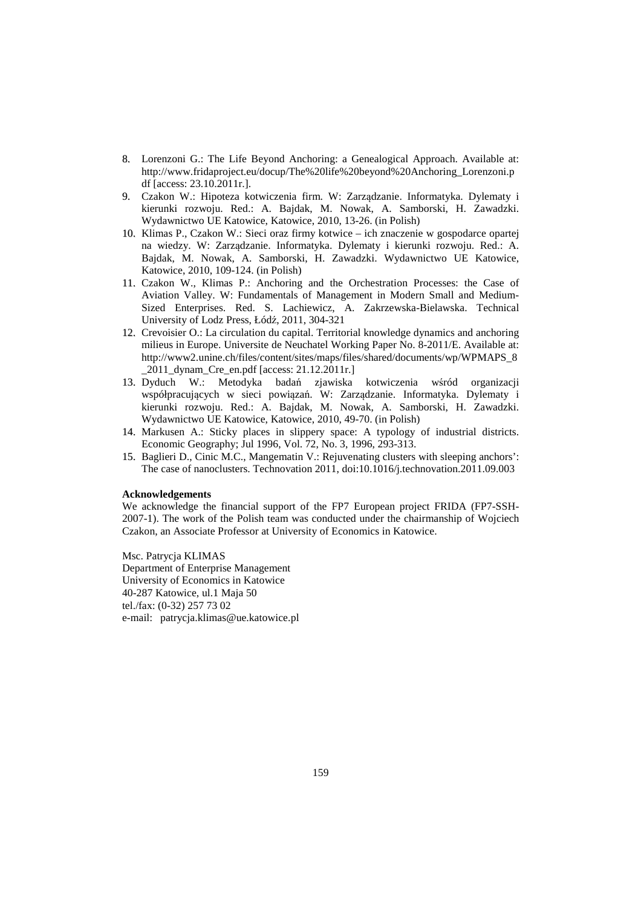8. Lorenzoni G.: The Life Beyond Anchoring: a Genealogical Approach. Available at: http://www.fridaproject.eu/docup/The%20life%20beyond%20Anchoring_Lorenzoni.pdf [access: 23.10.2011r.].
9. Czakon W.: Hipoteza kotwiczenia firm. W: Zarządzanie. Informatyka. Dylematy i kierunki rozwoju. Red.: A. Bajdak, M. Nowak, A. Samborski, H. Zawadzki. Wydawnictwo UE Katowice, Katowice, 2010, 13-26. (in Polish)
10. Klimas P., Czakon W.: Sieci oraz firmy kotwice – ich znaczenie w gospodarce opartej na wiedzy. W: Zarządzanie. Informatyka. Dylematy i kierunki rozwoju. Red.: A. Bajdak, M. Nowak, A. Samborski, H. Zawadzki. Wydawnictwo UE Katowice, Katowice, 2010, 109-124. (in Polish)
11. Czakon W., Klimas P.: Anchoring and the Orchestration Processes: the Case of Aviation Valley. W: Fundamentals of Management in Modern Small and Medium-Sized Enterprises. Red. S. Lachiewicz, A. Zakrzewska-Bielawska. Technical University of Lodz Press, Łódź, 2011, 304-321
12. Crevoisier O.: La circulation du capital. Territorial knowledge dynamics and anchoring milieus in Europe. Universite de Neuchatel Working Paper No. 8-2011/E. Available at: http://www2.unine.ch/files/content/sites/maps/files/shared/documents/wp/WPMAPS_8_2011_dynam_Cre_en.pdf [access: 21.12.2011r.]
13. Dyduch W.: Metodyka badań zjawiska kotwiczenia wśród organizacji współpracujących w sieci powiązań. W: Zarządzanie. Informatyka. Dylematy i kierunki rozwoju. Red.: A. Bajdak, M. Nowak, A. Samborski, H. Zawadzki. Wydawnictwo UE Katowice, Katowice, 2010, 49-70. (in Polish)
14. Markusen A.: Sticky places in slippery space: A typology of industrial districts. Economic Geography; Jul 1996, Vol. 72, No. 3, 1996, 293-313.
15. Baglieri D., Cinic M.C., Mangematin V.: Rejuvenating clusters with sleeping anchors': The case of nanoclusters. Technovation 2011, doi:10.1016/j.technovation.2011.09.003

**Acknowledgements**

We acknowledge the financial support of the FP7 European project FRIDA (FP7-SSH-2007-1). The work of the Polish team was conducted under the chairmanship of Wojciech Czakon, an Associate Professor at University of Economics in Katowice.

Msc. Patrycja KLIMAS
Department of Enterprise Management
University of Economics in Katowice
40-287 Katowice, ul.1 Maja 50
tel./fax: (0-32) 257 73 02
e-mail: patrycja.klimas@ue.katowice.pl